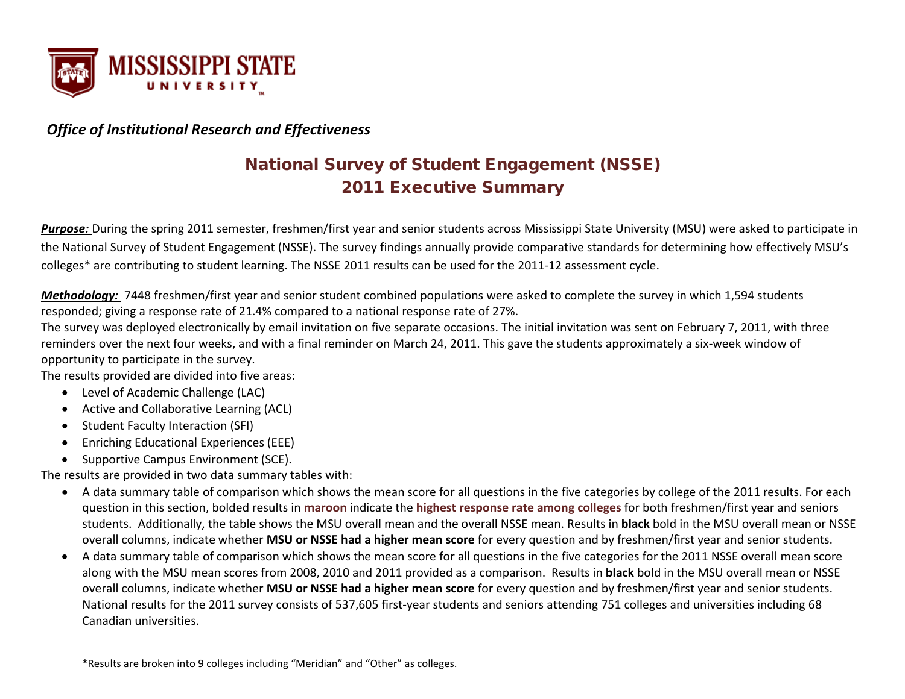**MISSISSIPPI STATE UNIVERSITY**

*Office of Institutional Research and Effectiveness*

# National Survey of Student Engagement (NSSE)
# 2011 Executive Summary

***Purpose:*** During the spring 2011 semester, freshmen/first year and senior students across Mississippi State University (MSU) were asked to participate in the National Survey of Student Engagement (NSSE). The survey findings annually provide comparative standards for determining how effectively MSU's colleges* are contributing to student learning. The NSSE 2011 results can be used for the 2011-12 assessment cycle.

***Methodology:*** 7448 freshmen/first year and senior student combined populations were asked to complete the survey in which 1,594 students responded; giving a response rate of 21.4% compared to a national response rate of 27%.
The survey was deployed electronically by email invitation on five separate occasions. The initial invitation was sent on February 7, 2011, with three reminders over the next four weeks, and with a final reminder on March 24, 2011. This gave the students approximately a six-week window of opportunity to participate in the survey.
The results provided are divided into five areas:

- Level of Academic Challenge (LAC)
- Active and Collaborative Learning (ACL)
- Student Faculty Interaction (SFI)
- Enriching Educational Experiences (EEE)
- Supportive Campus Environment (SCE).

The results are provided in two data summary tables with:

- A data summary table of comparison which shows the mean score for all questions in the five categories by college of the 2011 results. For each question in this section, bolded results in **maroon** indicate the **highest response rate among colleges** for both freshmen/first year and seniors students. Additionally, the table shows the MSU overall mean and the overall NSSE mean. Results in **black** bold in the MSU overall mean or NSSE overall columns, indicate whether **MSU or NSSE had a higher mean score** for every question and by freshmen/first year and senior students.
- A data summary table of comparison which shows the mean score for all questions in the five categories for the 2011 NSSE overall mean score along with the MSU mean scores from 2008, 2010 and 2011 provided as a comparison. Results in **black** bold in the MSU overall mean or NSSE overall columns, indicate whether **MSU or NSSE had a higher mean score** for every question and by freshmen/first year and senior students. National results for the 2011 survey consists of 537,605 first-year students and seniors attending 751 colleges and universities including 68 Canadian universities.

*Results are broken into 9 colleges including "Meridian" and "Other" as colleges.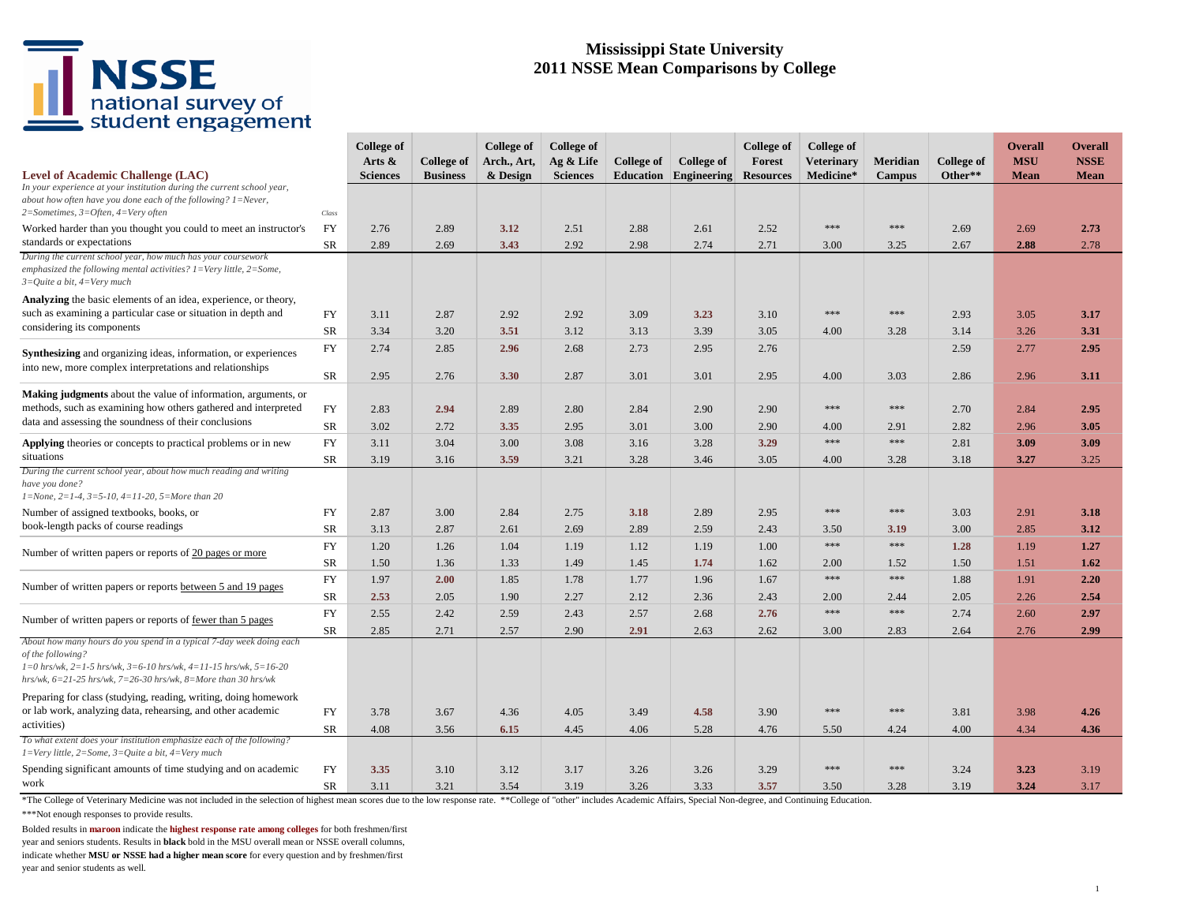# Mississippi State University
# 2011 NSSE Mean Comparisons by College

| Level of Academic Challenge (LAC) | Class | College of Arts & Sciences | College of Business | College of Arch., Art, & Design | College of Ag & Life Sciences | College of Education | College of Engineering | College of Forest Resources | College of Veterinary Medicine* | Meridian Campus | College of Other** | Overall MSU Mean | Overall NSSE Mean |
|---|---|---|---|---|---|---|---|---|---|---|---|---|---|
| *In your experience at your institution during the current school year, about how often have you done each of the following? 1=Never, 2=Sometimes, 3=Often, 4=Very often* | | | | | | | | | | | | | |
| Worked harder than you thought you could to meet an instructor's standards or expectations | FY | 2.76 | 2.89 | **3.12** | 2.51 | 2.88 | 2.61 | 2.52 | *** | *** | 2.69 | 2.69 | **2.73** |
| | SR | 2.89 | 2.69 | **3.43** | 2.92 | 2.98 | 2.74 | 2.71 | 3.00 | 3.25 | 2.67 | **2.88** | 2.78 |
| *During the current school year, how much has your coursework emphasized the following mental activities? 1=Very little, 2=Some, 3=Quite a bit, 4=Very much* | | | | | | | | | | | | | |
| **Analyzing** the basic elements of an idea, experience, or theory, such as examining a particular case or situation in depth and considering its components | FY | 3.11 | 2.87 | 2.92 | 2.92 | 3.09 | **3.23** | 3.10 | *** | *** | 2.93 | 3.05 | **3.17** |
| | SR | 3.34 | 3.20 | **3.51** | 3.12 | 3.13 | 3.39 | 3.05 | 4.00 | 3.28 | 3.14 | 3.26 | **3.31** |
| **Synthesizing** and organizing ideas, information, or experiences into new, more complex interpretations and relationships | FY | 2.74 | 2.85 | **2.96** | 2.68 | 2.73 | 2.95 | 2.76 | | | 2.59 | 2.77 | **2.95** |
| | SR | 2.95 | 2.76 | **3.30** | 2.87 | 3.01 | 3.01 | 2.95 | 4.00 | 3.03 | 2.86 | 2.96 | **3.11** |
| **Making judgments** about the value of information, arguments, or methods, such as examining how others gathered and interpreted data and assessing the soundness of their conclusions | FY | 2.83 | **2.94** | 2.89 | 2.80 | 2.84 | 2.90 | 2.90 | *** | *** | 2.70 | 2.84 | **2.95** |
| | SR | 3.02 | 2.72 | **3.35** | 2.95 | 3.01 | 3.00 | 2.90 | 4.00 | 2.91 | 2.82 | 2.96 | **3.05** |
| **Applying** theories or concepts to practical problems or in new situations | FY | 3.11 | 3.04 | 3.00 | 3.08 | 3.16 | 3.28 | **3.29** | *** | *** | 2.81 | **3.09** | **3.09** |
| | SR | 3.19 | 3.16 | **3.59** | 3.21 | 3.28 | 3.46 | 3.05 | 4.00 | 3.28 | 3.18 | **3.27** | 3.25 |
| *During the current school year, about how much reading and writing have you done? 1=None, 2=1-4, 3=5-10, 4=11-20, 5=More than 20* | | | | | | | | | | | | | |
| Number of assigned textbooks, books, or book-length packs of course readings | FY | 2.87 | 3.00 | 2.84 | 2.75 | **3.18** | 2.89 | 2.95 | *** | *** | 3.03 | 2.91 | **3.18** |
| | SR | 3.13 | 2.87 | 2.61 | 2.69 | 2.89 | 2.59 | 2.43 | 3.50 | **3.19** | 3.00 | 2.85 | **3.12** |
| Number of written papers or reports of 20 pages or more | FY | 1.20 | 1.26 | 1.04 | 1.19 | 1.12 | 1.19 | 1.00 | *** | *** | **1.28** | 1.19 | **1.27** |
| | SR | 1.50 | 1.36 | 1.33 | 1.49 | 1.45 | **1.74** | 1.62 | 2.00 | 1.52 | 1.50 | 1.51 | **1.62** |
| Number of written papers or reports between 5 and 19 pages | FY | 1.97 | **2.00** | 1.85 | 1.78 | 1.77 | 1.96 | 1.67 | *** | *** | 1.88 | 1.91 | **2.20** |
| | SR | **2.53** | 2.05 | 1.90 | 2.27 | 2.12 | 2.36 | 2.43 | 2.00 | 2.44 | 2.05 | 2.26 | **2.54** |
| Number of written papers or reports of fewer than 5 pages | FY | 2.55 | 2.42 | 2.59 | 2.43 | 2.57 | 2.68 | **2.76** | *** | *** | 2.74 | 2.60 | **2.97** |
| | SR | 2.85 | 2.71 | 2.57 | 2.90 | **2.91** | 2.63 | 2.62 | 3.00 | 2.83 | 2.64 | 2.76 | **2.99** |
| *About how many hours do you spend in a typical 7-day week doing each of the following? 1=0 hrs/wk, 2=1-5 hrs/wk, 3=6-10 hrs/wk, 4=11-15 hrs/wk, 5=16-20 hrs/wk, 6=21-25 hrs/wk, 7=26-30 hrs/wk, 8=More than 30 hrs/wk* | | | | | | | | | | | | | |
| Preparing for class (studying, reading, writing, doing homework or lab work, analyzing data, rehearsing, and other academic activities) | FY | 3.78 | 3.67 | 4.36 | 4.05 | 3.49 | **4.58** | 3.90 | *** | *** | 3.81 | 3.98 | **4.26** |
| | SR | 4.08 | 3.56 | **6.15** | 4.45 | 4.06 | 5.28 | 4.76 | 5.50 | 4.24 | 4.00 | 4.34 | **4.36** |
| *To what extent does your institution emphasize each of the following? 1=Very little, 2=Some, 3=Quite a bit, 4=Very much* | | | | | | | | | | | | | |
| Spending significant amounts of time studying and on academic work | FY | **3.35** | 3.10 | 3.12 | 3.17 | 3.26 | 3.26 | 3.29 | *** | *** | 3.24 | **3.23** | 3.19 |
| | SR | 3.11 | 3.21 | 3.54 | 3.19 | 3.26 | 3.33 | **3.57** | 3.50 | 3.28 | 3.19 | **3.24** | 3.17 |

*The College of Veterinary Medicine was not included in the selection of highest mean scores due to the low response rate. **College of "other" includes Academic Affairs, Special Non-degree, and Continuing Education.

***Not enough responses to provide results.

Bolded results in **maroon** indicate the **highest response rate among colleges** for both freshmen/first year and seniors students. Results in **black** bold in the MSU overall mean or NSSE overall columns, indicate whether **MSU or NSSE had a higher mean score** for every question and by freshmen/first year and senior students as well.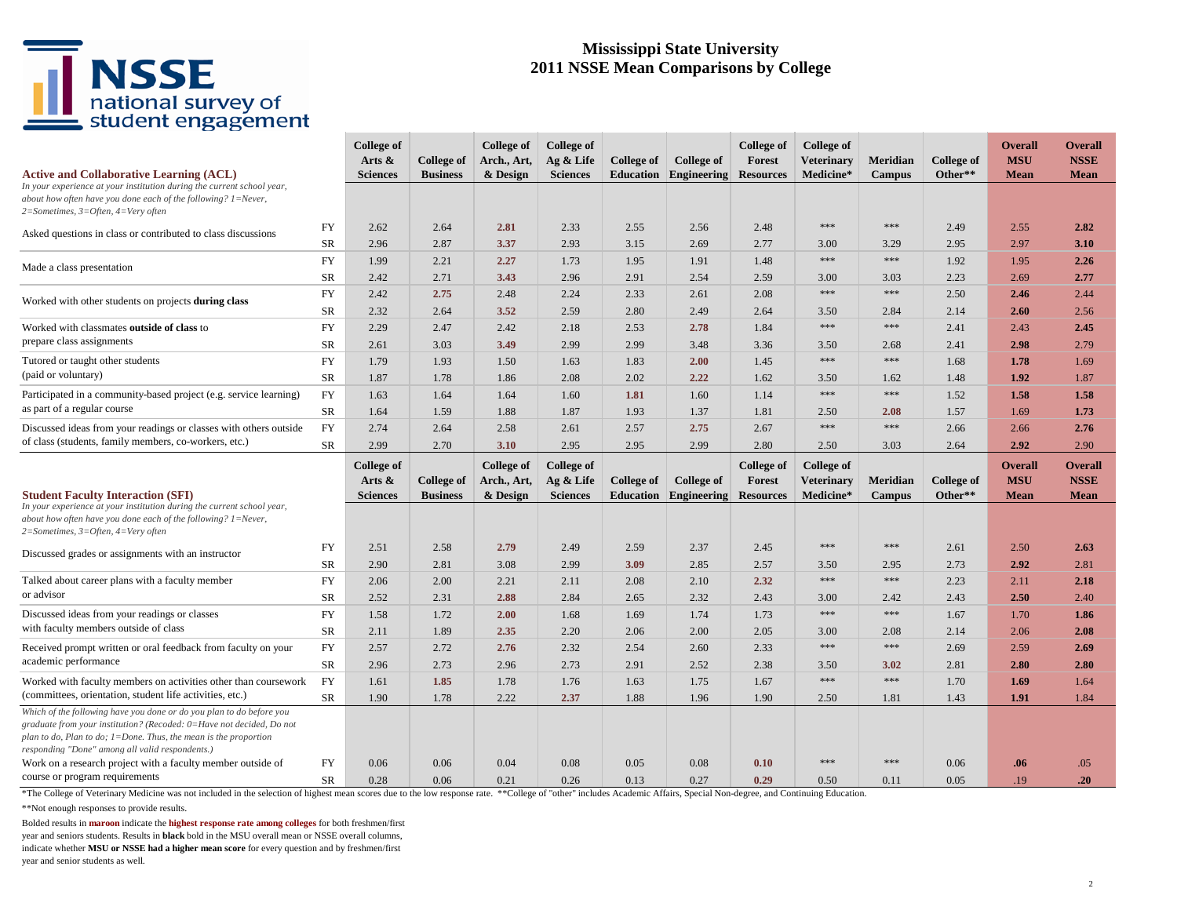# Mississippi State University
# 2011 NSSE Mean Comparisons by College

| **Active and Collaborative Learning (ACL)** | | College of Arts & Sciences | College of Business | College of Arch., Art, & Design | College of Ag & Life Sciences | College of Education | College of Engineering | College of Forest Resources | College of Veterinary Medicine* | Meridian Campus | College of Other** | Overall MSU Mean | Overall NSSE Mean |
|---|---|---|---|---|---|---|---|---|---|---|---|---|---|
| *In your experience at your institution during the current school year, about how often have you done each of the following? 1=Never, 2=Sometimes, 3=Often, 4=Very often* | | | | | | | | | | | | | |
| Asked questions in class or contributed to class discussions | FY | 2.62 | 2.64 | **2.81** | 2.33 | 2.55 | 2.56 | 2.48 | *** | *** | 2.49 | 2.55 | **2.82** |
| | SR | 2.96 | 2.87 | **3.37** | 2.93 | 3.15 | 2.69 | 2.77 | 3.00 | 3.29 | 2.95 | 2.97 | **3.10** |
| Made a class presentation | FY | 1.99 | 2.21 | **2.27** | 1.73 | 1.95 | 1.91 | 1.48 | *** | *** | 1.92 | 1.95 | **2.26** |
| | SR | 2.42 | 2.71 | **3.43** | 2.96 | 2.91 | 2.54 | 2.59 | 3.00 | 3.03 | 2.23 | 2.69 | **2.77** |
| Worked with other students on projects **during class** | FY | 2.42 | **2.75** | 2.48 | 2.24 | 2.33 | 2.61 | 2.08 | *** | *** | 2.50 | **2.46** | 2.44 |
| | SR | 2.32 | 2.64 | **3.52** | 2.59 | 2.80 | 2.49 | 2.64 | 3.50 | 2.84 | 2.14 | **2.60** | 2.56 |
| Worked with classmates **outside of class** to prepare class assignments | FY | 2.29 | 2.47 | 2.42 | 2.18 | 2.53 | **2.78** | 1.84 | *** | *** | 2.41 | 2.43 | **2.45** |
| | SR | 2.61 | 3.03 | **3.49** | 2.99 | 2.99 | 3.48 | 3.36 | 3.50 | 2.68 | 2.41 | **2.98** | 2.79 |
| Tutored or taught other students (paid or voluntary) | FY | 1.79 | 1.93 | 1.50 | 1.63 | 1.83 | **2.00** | 1.45 | *** | *** | 1.68 | **1.78** | 1.69 |
| | SR | 1.87 | 1.78 | 1.86 | 2.08 | 2.02 | **2.22** | 1.62 | 3.50 | 1.62 | 1.48 | **1.92** | 1.87 |
| Participated in a community-based project (e.g. service learning) as part of a regular course | FY | 1.63 | 1.64 | 1.64 | 1.60 | **1.81** | 1.60 | 1.14 | *** | *** | 1.52 | **1.58** | **1.58** |
| | SR | 1.64 | 1.59 | 1.88 | 1.87 | 1.93 | 1.37 | 1.81 | 2.50 | **2.08** | 1.57 | 1.69 | **1.73** |
| Discussed ideas from your readings or classes with others outside of class (students, family members, co-workers, etc.) | FY | 2.74 | 2.64 | 2.58 | 2.61 | 2.57 | **2.75** | 2.67 | *** | *** | 2.66 | 2.66 | **2.76** |
| | SR | 2.99 | 2.70 | **3.10** | 2.95 | 2.95 | 2.99 | 2.80 | 2.50 | 3.03 | 2.64 | **2.92** | 2.90 |

| **Student Faculty Interaction (SFI)** | | College of Arts & Sciences | College of Business | College of Arch., Art, & Design | College of Ag & Life Sciences | College of Education | College of Engineering | College of Forest Resources | College of Veterinary Medicine* | Meridian Campus | College of Other** | Overall MSU Mean | Overall NSSE Mean |
|---|---|---|---|---|---|---|---|---|---|---|---|---|---|
| *In your experience at your institution during the current school year, about how often have you done each of the following? 1=Never, 2=Sometimes, 3=Often, 4=Very often* | | | | | | | | | | | | | |
| Discussed grades or assignments with an instructor | FY | 2.51 | 2.58 | **2.79** | 2.49 | 2.59 | 2.37 | 2.45 | *** | *** | 2.61 | 2.50 | **2.63** |
| | SR | 2.90 | 2.81 | 3.08 | 2.99 | **3.09** | 2.85 | 2.57 | 3.50 | 2.95 | 2.73 | **2.92** | 2.81 |
| Talked about career plans with a faculty member or advisor | FY | 2.06 | 2.00 | 2.21 | 2.11 | 2.08 | 2.10 | **2.32** | *** | *** | 2.23 | 2.11 | **2.18** |
| | SR | 2.52 | 2.31 | **2.88** | 2.84 | 2.65 | 2.32 | 2.43 | 3.00 | 2.42 | 2.43 | **2.50** | 2.40 |
| Discussed ideas from your readings or classes with faculty members outside of class | FY | 1.58 | 1.72 | **2.00** | 1.68 | 1.69 | 1.74 | 1.73 | *** | *** | 1.67 | 1.70 | **1.86** |
| | SR | 2.11 | 1.89 | **2.35** | 2.20 | 2.06 | 2.00 | 2.05 | 3.00 | 2.08 | 2.14 | 2.06 | **2.08** |
| Received prompt written or oral feedback from faculty on your academic performance | FY | 2.57 | 2.72 | **2.76** | 2.32 | 2.54 | 2.60 | 2.33 | *** | *** | 2.69 | 2.59 | **2.69** |
| | SR | 2.96 | 2.73 | 2.96 | 2.73 | 2.91 | 2.52 | 2.38 | 3.50 | **3.02** | 2.81 | **2.80** | **2.80** |
| Worked with faculty members on activities other than coursework (committees, orientation, student life activities, etc.) | FY | 1.61 | **1.85** | 1.78 | 1.76 | 1.63 | 1.75 | 1.67 | *** | *** | 1.70 | **1.69** | 1.64 |
| | SR | 1.90 | 1.78 | 2.22 | **2.37** | 1.88 | 1.96 | 1.90 | 2.50 | 1.81 | 1.43 | **1.91** | 1.84 |
| *Which of the following have you done or do you plan to do before you graduate from your institution? (Recoded: 0=Have not decided, Do not plan to do, Plan to do; 1=Done. Thus, the mean is the proportion responding "Done" among all valid respondents.)* | | | | | | | | | | | | | |
| Work on a research project with a faculty member outside of course or program requirements | FY | 0.06 | 0.06 | 0.04 | 0.08 | 0.05 | 0.08 | **0.10** | *** | *** | 0.06 | **.06** | .05 |
| | SR | 0.28 | 0.06 | 0.21 | 0.26 | 0.13 | 0.27 | **0.29** | 0.50 | 0.11 | 0.05 | .19 | **.20** |

*The College of Veterinary Medicine was not included in the selection of highest mean scores due to the low response rate. **College of "other" includes Academic Affairs, Special Non-degree, and Continuing Education.

***Not enough responses to provide results.

Bolded results in **maroon** indicate the **highest response rate among colleges** for both freshmen/first year and seniors students. Results in **black** bold in the MSU overall mean or NSSE overall columns, indicate whether **MSU or NSSE had a higher mean score** for every question and by freshmen/first year and senior students as well.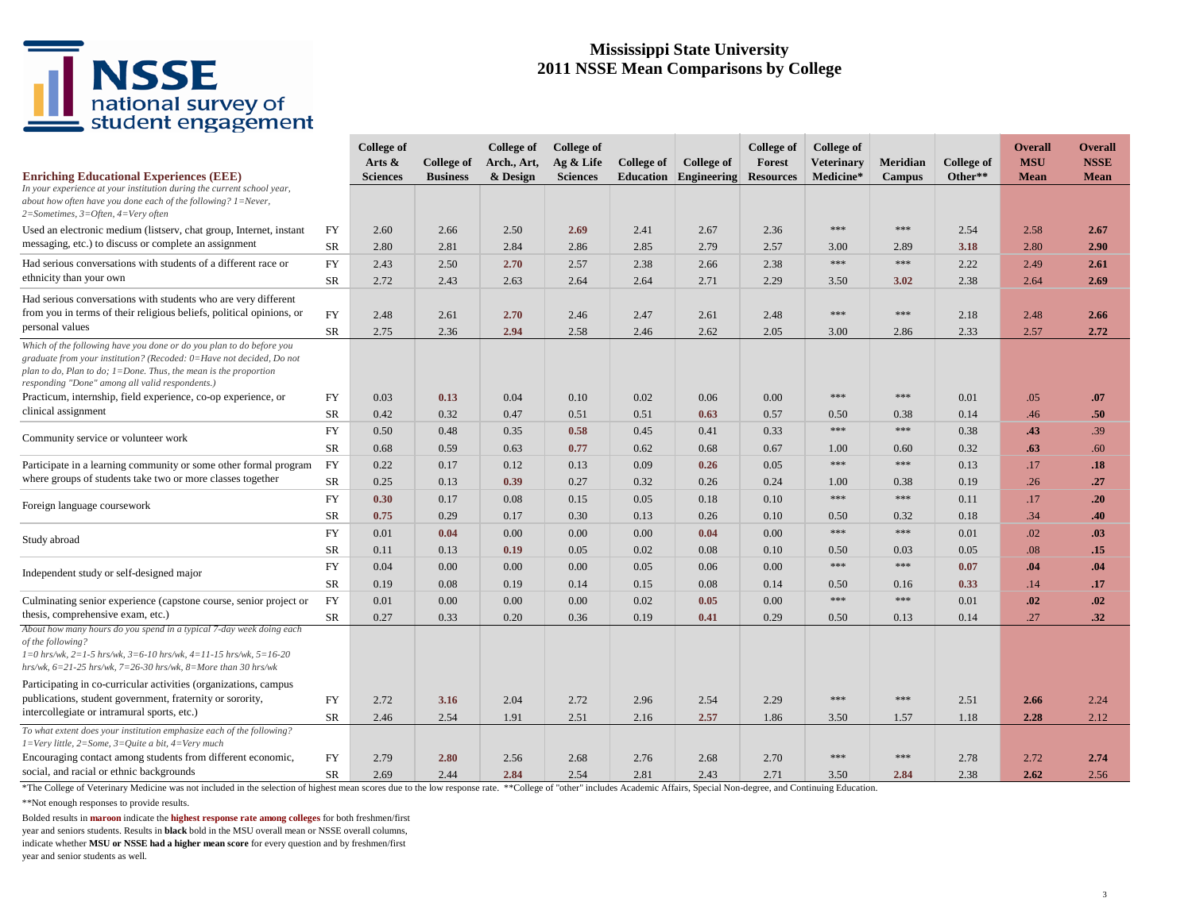# Mississippi State University
# 2011 NSSE Mean Comparisons by College

| Enriching Educational Experiences (EEE) | | College of Arts & Sciences | College of Business | College of Arch., Art, & Design | College of Ag & Life Sciences | College of Education | College of Engineering | College of Forest Resources | College of Veterinary Medicine* | Meridian Campus | College of Other** | Overall MSU Mean | Overall NSSE Mean |
|---|---|---|---|---|---|---|---|---|---|---|---|---|---|
| *In your experience at your institution during the current school year, about how often have you done each of the following? 1=Never, 2=Sometimes, 3=Often, 4=Very often* | | | | | | | | | | | | | |
| Used an electronic medium (listserv, chat group, Internet, instant messaging, etc.) to discuss or complete an assignment | FY | 2.60 | 2.66 | 2.50 | **2.69** | 2.41 | 2.67 | 2.36 | *** | *** | 2.54 | 2.58 | **2.67** |
| | SR | 2.80 | 2.81 | 2.84 | 2.86 | 2.85 | 2.79 | 2.57 | 3.00 | 2.89 | **3.18** | 2.80 | **2.90** |
| Had serious conversations with students of a different race or ethnicity than your own | FY | 2.43 | 2.50 | **2.70** | 2.57 | 2.38 | 2.66 | 2.38 | *** | *** | 2.22 | 2.49 | **2.61** |
| | SR | 2.72 | 2.43 | 2.63 | 2.64 | 2.64 | 2.71 | 2.29 | 3.50 | **3.02** | 2.38 | 2.64 | **2.69** |
| Had serious conversations with students who are very different from you in terms of their religious beliefs, political opinions, or personal values | FY | 2.48 | 2.61 | **2.70** | 2.46 | 2.47 | 2.61 | 2.48 | *** | *** | 2.18 | 2.48 | **2.66** |
| | SR | 2.75 | 2.36 | **2.94** | 2.58 | 2.46 | 2.62 | 2.05 | 3.00 | 2.86 | 2.33 | 2.57 | **2.72** |
| *Which of the following have you done or do you plan to do before you graduate from your institution? (Recoded: 0=Have not decided, Do not plan to do, Plan to do; 1=Done. Thus, the mean is the proportion responding "Done" among all valid respondents.)* | | | | | | | | | | | | | |
| Practicum, internship, field experience, co-op experience, or clinical assignment | FY | 0.03 | **0.13** | 0.04 | 0.10 | 0.02 | 0.06 | 0.00 | *** | *** | 0.01 | .05 | **.07** |
| | SR | 0.42 | 0.32 | 0.47 | 0.51 | 0.51 | **0.63** | 0.57 | 0.50 | 0.38 | 0.14 | .46 | **.50** |
| Community service or volunteer work | FY | 0.50 | 0.48 | 0.35 | **0.58** | 0.45 | 0.41 | 0.33 | *** | *** | 0.38 | **.43** | .39 |
| | SR | 0.68 | 0.59 | 0.63 | **0.77** | 0.62 | 0.68 | 0.67 | 1.00 | 0.60 | 0.32 | **.63** | .60 |
| Participate in a learning community or some other formal program where groups of students take two or more classes together | FY | 0.22 | 0.17 | 0.12 | 0.13 | 0.09 | **0.26** | 0.05 | *** | *** | 0.13 | .17 | **.18** |
| | SR | 0.25 | 0.13 | **0.39** | 0.27 | 0.32 | 0.26 | 0.24 | 1.00 | 0.38 | 0.19 | .26 | **.27** |
| Foreign language coursework | FY | **0.30** | 0.17 | 0.08 | 0.15 | 0.05 | 0.18 | 0.10 | *** | *** | 0.11 | .17 | **.20** |
| | SR | **0.75** | 0.29 | 0.17 | 0.30 | 0.13 | 0.26 | 0.10 | 0.50 | 0.32 | 0.18 | .34 | **.40** |
| Study abroad | FY | 0.01 | **0.04** | 0.00 | 0.00 | 0.00 | **0.04** | 0.00 | *** | *** | 0.01 | .02 | **.03** |
| | SR | 0.11 | 0.13 | **0.19** | 0.05 | 0.02 | 0.08 | 0.10 | 0.50 | 0.03 | 0.05 | .08 | **.15** |
| Independent study or self-designed major | FY | 0.04 | 0.00 | 0.00 | 0.00 | 0.05 | 0.06 | 0.00 | *** | *** | **0.07** | **.04** | **.04** |
| | SR | 0.19 | 0.08 | 0.19 | 0.14 | 0.15 | 0.08 | 0.14 | 0.50 | 0.16 | **0.33** | .14 | **.17** |
| Culminating senior experience (capstone course, senior project or thesis, comprehensive exam, etc.) | FY | 0.01 | 0.00 | 0.00 | 0.00 | 0.02 | **0.05** | 0.00 | *** | *** | 0.01 | **.02** | **.02** |
| | SR | 0.27 | 0.33 | 0.20 | 0.36 | 0.19 | **0.41** | 0.29 | 0.50 | 0.13 | 0.14 | .27 | **.32** |
| *About how many hours do you spend in a typical 7-day week doing each of the following? 1=0 hrs/wk, 2=1-5 hrs/wk, 3=6-10 hrs/wk, 4=11-15 hrs/wk, 5=16-20 hrs/wk, 6=21-25 hrs/wk, 7=26-30 hrs/wk, 8=More than 30 hrs/wk* | | | | | | | | | | | | | |
| Participating in co-curricular activities (organizations, campus publications, student government, fraternity or sorority, intercollegiate or intramural sports, etc.) | FY | 2.72 | **3.16** | 2.04 | 2.72 | 2.96 | 2.54 | 2.29 | *** | *** | 2.51 | **2.66** | 2.24 |
| | SR | 2.46 | 2.54 | 1.91 | 2.51 | 2.16 | **2.57** | 1.86 | 3.50 | 1.57 | 1.18 | **2.28** | 2.12 |
| *To what extent does your institution emphasize each of the following? 1=Very little, 2=Some, 3=Quite a bit, 4=Very much* | | | | | | | | | | | | | |
| Encouraging contact among students from different economic, social, and racial or ethnic backgrounds | FY | 2.79 | **2.80** | 2.56 | 2.68 | 2.76 | 2.68 | 2.70 | *** | *** | 2.78 | 2.72 | **2.74** |
| | SR | 2.69 | 2.44 | **2.84** | 2.54 | 2.81 | 2.43 | 2.71 | 3.50 | **2.84** | 2.38 | **2.62** | 2.56 |

*The College of Veterinary Medicine was not included in the selection of highest mean scores due to the low response rate. **College of "other" includes Academic Affairs, Special Non-degree, and Continuing Education.

**Not enough responses to provide results.

Bolded results in **maroon** indicate the **highest response rate among colleges** for both freshmen/first year and seniors students. Results in **black** bold in the MSU overall mean or NSSE overall columns, indicate whether **MSU or NSSE had a higher mean score** for every question and by freshmen/first year and senior students as well.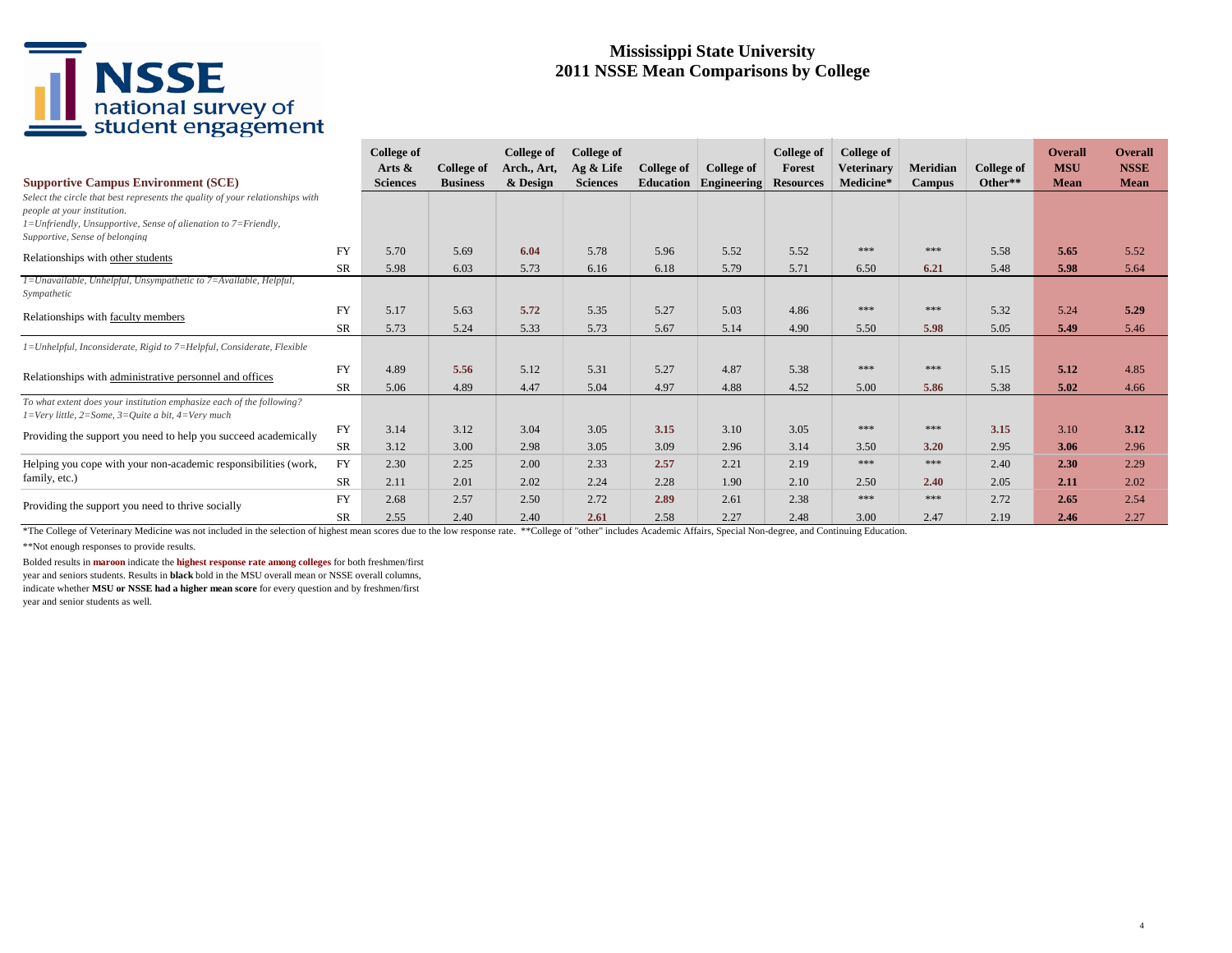# Mississippi State University
# 2011 NSSE Mean Comparisons by College

| Supportive Campus Environment (SCE) | | College of Arts & Sciences | College of Business | College of Arch., Art, & Design | College of Ag & Life Sciences | College of Education | College of Engineering | College of Forest Resources | College of Veterinary Medicine* | Meridian Campus | College of Other** | Overall MSU Mean | Overall NSSE Mean |
|---|---|---|---|---|---|---|---|---|---|---|---|---|---|
| *Select the circle that best represents the quality of your relationships with people at your institution. 1=Unfriendly, Unsupportive, Sense of alienation to 7=Friendly, Supportive, Sense of belonging* | | | | | | | | | | | | | |
| Relationships with other students | FY | 5.70 | 5.69 | **6.04** | 5.78 | 5.96 | 5.52 | 5.52 | *** | *** | 5.58 | **5.65** | 5.52 |
| | SR | 5.98 | 6.03 | 5.73 | 6.16 | 6.18 | 5.79 | 5.71 | 6.50 | **6.21** | 5.48 | **5.98** | 5.64 |
| *1=Unavailable, Unhelpful, Unsympathetic to 7=Available, Helpful, Sympathetic* | | | | | | | | | | | | | |
| Relationships with faculty members | FY | 5.17 | 5.63 | **5.72** | 5.35 | 5.27 | 5.03 | 4.86 | *** | *** | 5.32 | 5.24 | **5.29** |
| | SR | 5.73 | 5.24 | 5.33 | 5.73 | 5.67 | 5.14 | 4.90 | 5.50 | **5.98** | 5.05 | **5.49** | 5.46 |
| *1=Unhelpful, Inconsiderate, Rigid to 7=Helpful, Considerate, Flexible* | | | | | | | | | | | | | |
| Relationships with administrative personnel and offices | FY | 4.89 | **5.56** | 5.12 | 5.31 | 5.27 | 4.87 | 5.38 | *** | *** | 5.15 | **5.12** | 4.85 |
| | SR | 5.06 | 4.89 | 4.47 | 5.04 | 4.97 | 4.88 | 4.52 | 5.00 | **5.86** | 5.38 | **5.02** | 4.66 |
| *To what extent does your institution emphasize each of the following? 1=Very little, 2=Some, 3=Quite a bit, 4=Very much* | | | | | | | | | | | | | |
| Providing the support you need to help you succeed academically | FY | 3.14 | 3.12 | 3.04 | 3.05 | **3.15** | 3.10 | 3.05 | *** | *** | **3.15** | 3.10 | **3.12** |
| | SR | 3.12 | 3.00 | 2.98 | 3.05 | 3.09 | 2.96 | 3.14 | 3.50 | **3.20** | 2.95 | **3.06** | 2.96 |
| Helping you cope with your non-academic responsibilities (work, family, etc.) | FY | 2.30 | 2.25 | 2.00 | 2.33 | **2.57** | 2.21 | 2.19 | *** | *** | 2.40 | **2.30** | 2.29 |
| | SR | 2.11 | 2.01 | 2.02 | 2.24 | 2.28 | 1.90 | 2.10 | 2.50 | **2.40** | 2.05 | **2.11** | 2.02 |
| Providing the support you need to thrive socially | FY | 2.68 | 2.57 | 2.50 | 2.72 | **2.89** | 2.61 | 2.38 | *** | *** | 2.72 | **2.65** | 2.54 |
| | SR | 2.55 | 2.40 | 2.40 | **2.61** | 2.58 | 2.27 | 2.48 | 3.00 | 2.47 | 2.19 | **2.46** | 2.27 |

*The College of Veterinary Medicine was not included in the selection of highest mean scores due to the low response rate. **College of "other" includes Academic Affairs, Special Non-degree, and Continuing Education.

**Not enough responses to provide results.

Bolded results in **maroon** indicate the **highest response rate among colleges** for both freshmen/first year and seniors students. Results in **black** bold in the MSU overall mean or NSSE overall columns, indicate whether **MSU or NSSE had a higher mean score** for every question and by freshmen/first year and senior students as well.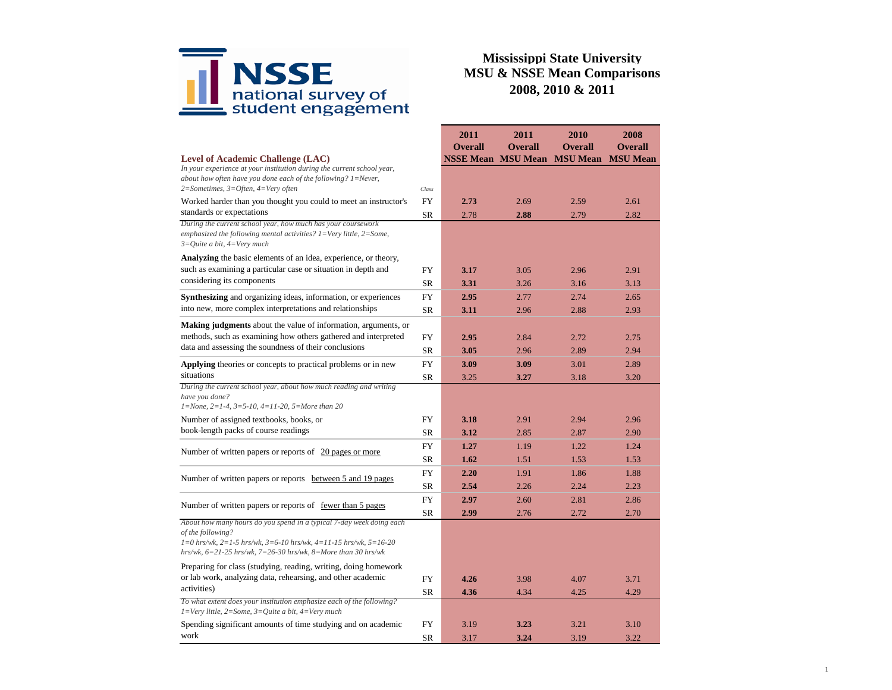# Mississippi State University
## MSU & NSSE Mean Comparisons
## 2008, 2010 & 2011

| Level of Academic Challenge (LAC) | Class | 2011 Overall NSSE Mean | 2011 Overall MSU Mean | 2010 Overall MSU Mean | 2008 Overall MSU Mean |
|---|---|---|---|---|---|
| *In your experience at your institution during the current school year, about how often have you done each of the following? 1=Never, 2=Sometimes, 3=Often, 4=Very often* | | | | | |
| Worked harder than you thought you could to meet an instructor's standards or expectations | FY | **2.73** | 2.69 | 2.59 | 2.61 |
| | SR | 2.78 | **2.88** | 2.79 | 2.82 |
| *During the current school year, how much has your coursework emphasized the following mental activities? 1=Very little, 2=Some, 3=Quite a bit, 4=Very much* | | | | | |
| **Analyzing** the basic elements of an idea, experience, or theory, such as examining a particular case or situation in depth and considering its components | FY | **3.17** | 3.05 | 2.96 | 2.91 |
| | SR | **3.31** | 3.26 | 3.16 | 3.13 |
| **Synthesizing** and organizing ideas, information, or experiences into new, more complex interpretations and relationships | FY | **2.95** | 2.77 | 2.74 | 2.65 |
| | SR | **3.11** | 2.96 | 2.88 | 2.93 |
| **Making judgments** about the value of information, arguments, or methods, such as examining how others gathered and interpreted data and assessing the soundness of their conclusions | FY | **2.95** | 2.84 | 2.72 | 2.75 |
| | SR | **3.05** | 2.96 | 2.89 | 2.94 |
| **Applying** theories or concepts to practical problems or in new situations | FY | **3.09** | **3.09** | 3.01 | 2.89 |
| | SR | 3.25 | **3.27** | 3.18 | 3.20 |
| *During the current school year, about how much reading and writing have you done? 1=None, 2=1-4, 3=5-10, 4=11-20, 5=More than 20* | | | | | |
| Number of assigned textbooks, books, or book-length packs of course readings | FY | **3.18** | 2.91 | 2.94 | 2.96 |
| | SR | **3.12** | 2.85 | 2.87 | 2.90 |
| Number of written papers or reports of 20 pages or more | FY | **1.27** | 1.19 | 1.22 | 1.24 |
| | SR | **1.62** | 1.51 | 1.53 | 1.53 |
| Number of written papers or reports between 5 and 19 pages | FY | **2.20** | 1.91 | 1.86 | 1.88 |
| | SR | **2.54** | 2.26 | 2.24 | 2.23 |
| Number of written papers or reports of fewer than 5 pages | FY | **2.97** | 2.60 | 2.81 | 2.86 |
| | SR | **2.99** | 2.76 | 2.72 | 2.70 |
| *About how many hours do you spend in a typical 7-day week doing each of the following? 1=0 hrs/wk, 2=1-5 hrs/wk, 3=6-10 hrs/wk, 4=11-15 hrs/wk, 5=16-20 hrs/wk, 6=21-25 hrs/wk, 7=26-30 hrs/wk, 8=More than 30 hrs/wk* | | | | | |
| Preparing for class (studying, reading, writing, doing homework or lab work, analyzing data, rehearsing, and other academic activities) | FY | **4.26** | 3.98 | 4.07 | 3.71 |
| | SR | **4.36** | 4.34 | 4.25 | 4.29 |
| *To what extent does your institution emphasize each of the following? 1=Very little, 2=Some, 3=Quite a bit, 4=Very much* | | | | | |
| Spending significant amounts of time studying and on academic work | FY | 3.19 | **3.23** | 3.21 | 3.10 |
| | SR | 3.17 | **3.24** | 3.19 | 3.22 |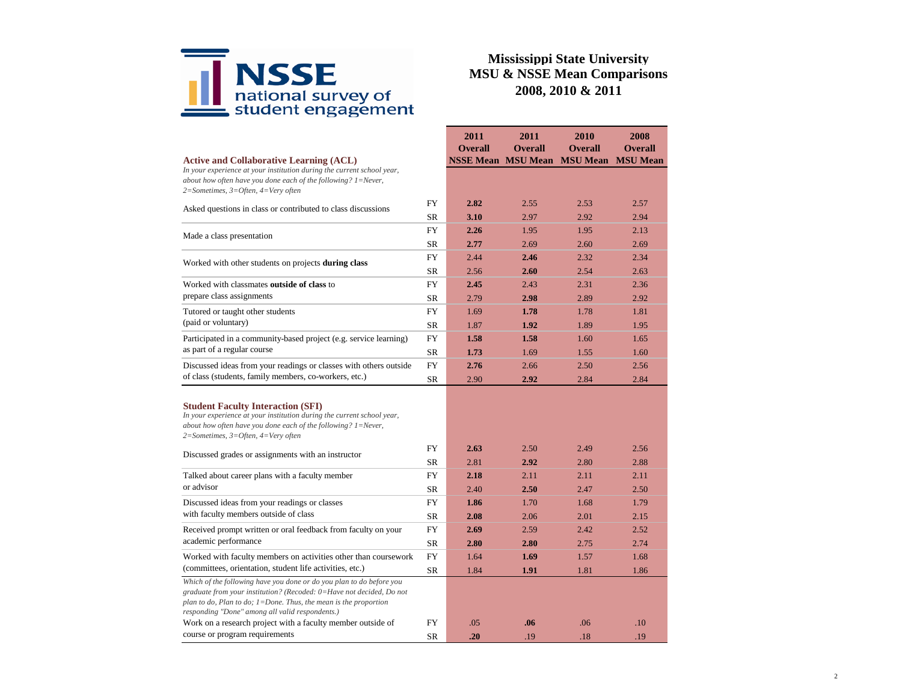NSSE national survey of student engagement

# Mississippi State University
## MSU & NSSE Mean Comparisons
## 2008, 2010 & 2011

| | | 2011 Overall NSSE Mean | 2011 Overall MSU Mean | 2010 Overall MSU Mean | 2008 Overall MSU Mean |
|---|---|---|---|---|---|
| **Active and Collaborative Learning (ACL)** *In your experience at your institution during the current school year, about how often have you done each of the following? 1=Never, 2=Sometimes, 3=Often, 4=Very often* | | | | | |
| Asked questions in class or contributed to class discussions | FY | **2.82** | 2.55 | 2.53 | 2.57 |
| | SR | **3.10** | 2.97 | 2.92 | 2.94 |
| Made a class presentation | FY | **2.26** | 1.95 | 1.95 | 2.13 |
| | SR | **2.77** | 2.69 | 2.60 | 2.69 |
| Worked with other students on projects **during class** | FY | 2.44 | **2.46** | 2.32 | 2.34 |
| | SR | 2.56 | **2.60** | 2.54 | 2.63 |
| Worked with classmates **outside of class** to prepare class assignments | FY | **2.45** | 2.43 | 2.31 | 2.36 |
| | SR | 2.79 | **2.98** | 2.89 | 2.92 |
| Tutored or taught other students (paid or voluntary) | FY | 1.69 | **1.78** | 1.78 | 1.81 |
| | SR | 1.87 | **1.92** | 1.89 | 1.95 |
| Participated in a community-based project (e.g. service learning) as part of a regular course | FY | **1.58** | **1.58** | 1.60 | 1.65 |
| | SR | **1.73** | 1.69 | 1.55 | 1.60 |
| Discussed ideas from your readings or classes with others outside of class (students, family members, co-workers, etc.) | FY | **2.76** | 2.66 | 2.50 | 2.56 |
| | SR | 2.90 | **2.92** | 2.84 | 2.84 |
| **Student Faculty Interaction (SFI)** *In your experience at your institution during the current school year, about how often have you done each of the following? 1=Never, 2=Sometimes, 3=Often, 4=Very often* | | | | | |
| Discussed grades or assignments with an instructor | FY | **2.63** | 2.50 | 2.49 | 2.56 |
| | SR | 2.81 | **2.92** | 2.80 | 2.88 |
| Talked about career plans with a faculty member or advisor | FY | **2.18** | 2.11 | 2.11 | 2.11 |
| | SR | 2.40 | **2.50** | 2.47 | 2.50 |
| Discussed ideas from your readings or classes with faculty members outside of class | FY | **1.86** | 1.70 | 1.68 | 1.79 |
| | SR | **2.08** | 2.06 | 2.01 | 2.15 |
| Received prompt written or oral feedback from faculty on your academic performance | FY | **2.69** | 2.59 | 2.42 | 2.52 |
| | SR | **2.80** | **2.80** | 2.75 | 2.74 |
| Worked with faculty members on activities other than coursework (committees, orientation, student life activities, etc.) | FY | 1.64 | **1.69** | 1.57 | 1.68 |
| | SR | 1.84 | **1.91** | 1.81 | 1.86 |
| *Which of the following have you done or do you plan to do before you graduate from your institution? (Recoded: 0=Have not decided, Do not plan to do, Plan to do; 1=Done. Thus, the mean is the proportion responding "Done" among all valid respondents.)* | | | | | |
| Work on a research project with a faculty member outside of course or program requirements | FY | .05 | **.06** | .06 | .10 |
| | SR | **.20** | .19 | .18 | .19 |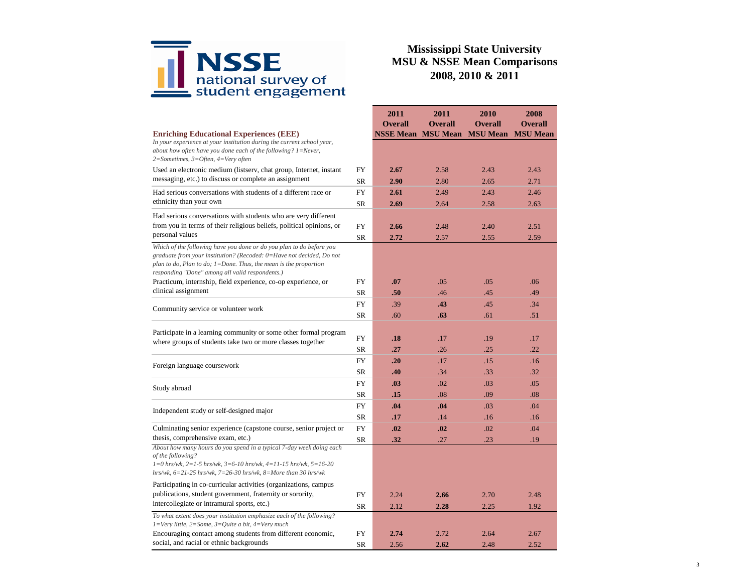# Mississippi State University
## MSU & NSSE Mean Comparisons
## 2008, 2010 & 2011

| **Enriching Educational Experiences (EEE)** | | **2011 Overall NSSE Mean** | **2011 Overall MSU Mean** | **2010 Overall MSU Mean** | **2008 Overall MSU Mean** |
|---|---|---|---|---|---|
| *In your experience at your institution during the current school year, about how often have you done each of the following? 1=Never, 2=Sometimes, 3=Often, 4=Very often* | | | | | |
| Used an electronic medium (listserv, chat group, Internet, instant messaging, etc.) to discuss or complete an assignment | FY | **2.67** | 2.58 | 2.43 | 2.43 |
| | SR | **2.90** | 2.80 | 2.65 | 2.71 |
| Had serious conversations with students of a different race or ethnicity than your own | FY | **2.61** | 2.49 | 2.43 | 2.46 |
| | SR | **2.69** | 2.64 | 2.58 | 2.63 |
| Had serious conversations with students who are very different from you in terms of their religious beliefs, political opinions, or personal values | FY | **2.66** | 2.48 | 2.40 | 2.51 |
| | SR | **2.72** | 2.57 | 2.55 | 2.59 |
| *Which of the following have you done or do you plan to do before you graduate from your institution? (Recoded: 0=Have not decided, Do not plan to do, Plan to do; 1=Done. Thus, the mean is the proportion responding "Done" among all valid respondents.)* | | | | | |
| Practicum, internship, field experience, co-op experience, or clinical assignment | FY | **.07** | .05 | .05 | .06 |
| | SR | **.50** | .46 | .45 | .49 |
| Community service or volunteer work | FY | .39 | **.43** | .45 | .34 |
| | SR | .60 | **.63** | .61 | .51 |
| Participate in a learning community or some other formal program where groups of students take two or more classes together | FY | **.18** | .17 | .19 | .17 |
| | SR | **.27** | .26 | .25 | .22 |
| Foreign language coursework | FY | **.20** | .17 | .15 | .16 |
| | SR | **.40** | .34 | .33 | .32 |
| Study abroad | FY | **.03** | .02 | .03 | .05 |
| | SR | **.15** | .08 | .09 | .08 |
| Independent study or self-designed major | FY | **.04** | **.04** | .03 | .04 |
| | SR | **.17** | .14 | .16 | .16 |
| Culminating senior experience (capstone course, senior project or thesis, comprehensive exam, etc.) | FY | **.02** | **.02** | .02 | .04 |
| | SR | **.32** | .27 | .23 | .19 |
| *About how many hours do you spend in a typical 7-day week doing each of the following? 1=0 hrs/wk, 2=1-5 hrs/wk, 3=6-10 hrs/wk, 4=11-15 hrs/wk, 5=16-20 hrs/wk, 6=21-25 hrs/wk, 7=26-30 hrs/wk, 8=More than 30 hrs/wk* | | | | | |
| Participating in co-curricular activities (organizations, campus publications, student government, fraternity or sorority, intercollegiate or intramural sports, etc.) | FY | 2.24 | **2.66** | 2.70 | 2.48 |
| | SR | 2.12 | **2.28** | 2.25 | 1.92 |
| *To what extent does your institution emphasize each of the following? 1=Very little, 2=Some, 3=Quite a bit, 4=Very much* | | | | | |
| Encouraging contact among students from different economic, social, and racial or ethnic backgrounds | FY | **2.74** | 2.72 | 2.64 | 2.67 |
| | SR | 2.56 | **2.62** | 2.48 | 2.52 |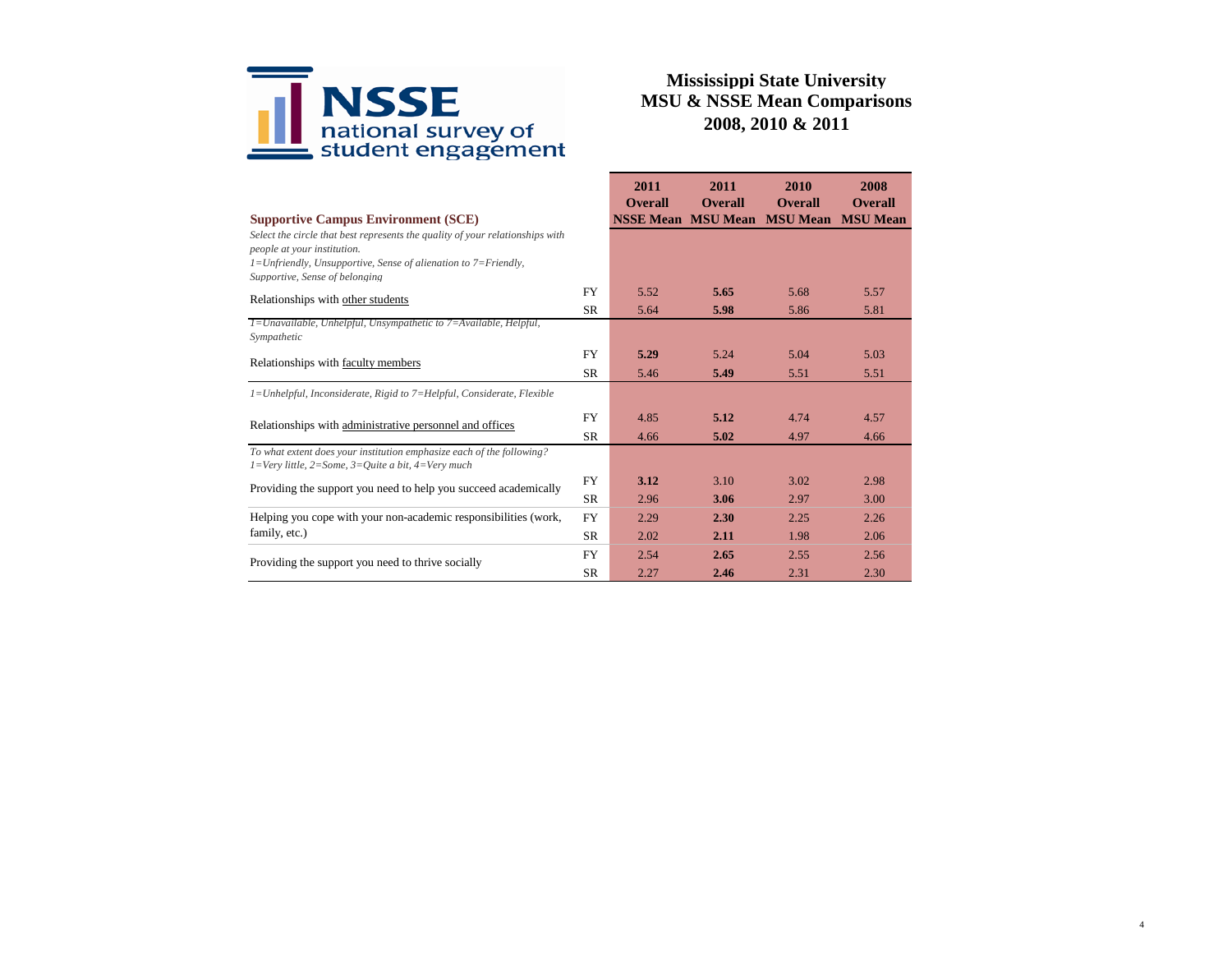# Mississippi State University
## MSU & NSSE Mean Comparisons
## 2008, 2010 & 2011

| **Supportive Campus Environment (SCE)** | | 2011 Overall NSSE Mean | 2011 Overall MSU Mean | 2010 Overall MSU Mean | 2008 Overall MSU Mean |
|---|---|---|---|---|---|
| *Select the circle that best represents the quality of your relationships with people at your institution. 1=Unfriendly, Unsupportive, Sense of alienation to 7=Friendly, Supportive, Sense of belonging* | | | | | |
| Relationships with other students | FY | 5.52 | **5.65** | 5.68 | 5.57 |
| | SR | 5.64 | **5.98** | 5.86 | 5.81 |
| *1=Unavailable, Unhelpful, Unsympathetic to 7=Available, Helpful, Sympathetic* | | | | | |
| Relationships with faculty members | FY | **5.29** | 5.24 | 5.04 | 5.03 |
| | SR | 5.46 | **5.49** | 5.51 | 5.51 |
| *1=Unhelpful, Inconsiderate, Rigid to 7=Helpful, Considerate, Flexible* | | | | | |
| Relationships with administrative personnel and offices | FY | 4.85 | **5.12** | 4.74 | 4.57 |
| | SR | 4.66 | **5.02** | 4.97 | 4.66 |
| *To what extent does your institution emphasize each of the following? 1=Very little, 2=Some, 3=Quite a bit, 4=Very much* | | | | | |
| Providing the support you need to help you succeed academically | FY | **3.12** | 3.10 | 3.02 | 2.98 |
| | SR | 2.96 | **3.06** | 2.97 | 3.00 |
| Helping you cope with your non-academic responsibilities (work, family, etc.) | FY | 2.29 | **2.30** | 2.25 | 2.26 |
| | SR | 2.02 | **2.11** | 1.98 | 2.06 |
| Providing the support you need to thrive socially | FY | 2.54 | **2.65** | 2.55 | 2.56 |
| | SR | 2.27 | **2.46** | 2.31 | 2.30 |